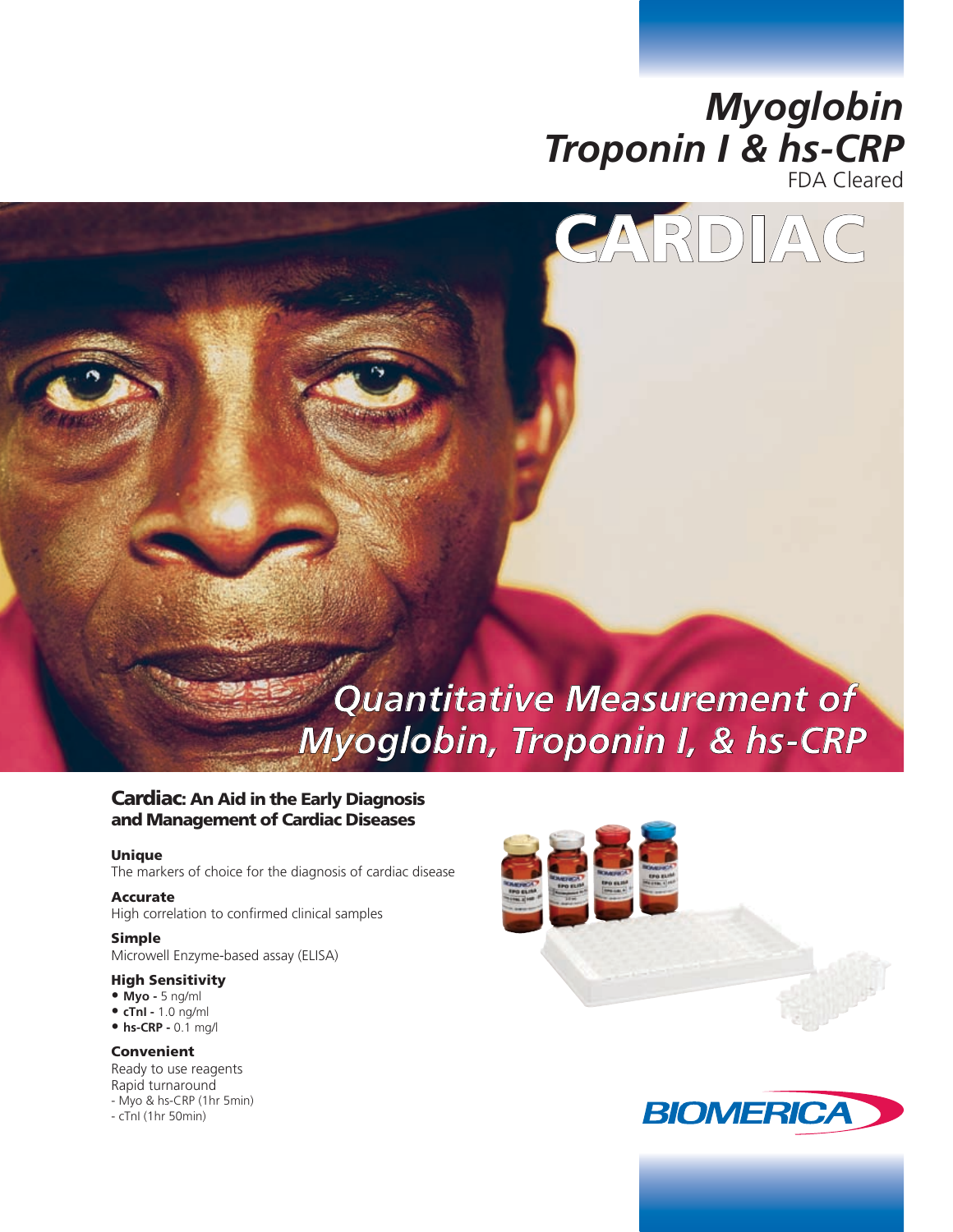# Myoglobin Troponin I & hs-CRP

FDA Cleared

# CARDIAC

## Quantitative Measurement of Myoglobin, Troponin I, & hs-CRP

### Cardiac: An Aid in the Early Diagnosis and Management of Cardiac Diseases

**Unique**
The markers of choice for the diagnosis of cardiac disease

**Accurate**
High correlation to confirmed clinical samples

**Simple**
Microwell Enzyme-based assay (ELISA)

**High Sensitivity**

- **Myo -** 5 ng/ml
- **cTnI -** 1.0 ng/ml
- **hs-CRP -** 0.1 mg/l

**Convenient**
Ready to use reagents
Rapid turnaround
- Myo & hs-CRP (1hr 5min)
- cTnI (1hr 50min)

BIOMERICA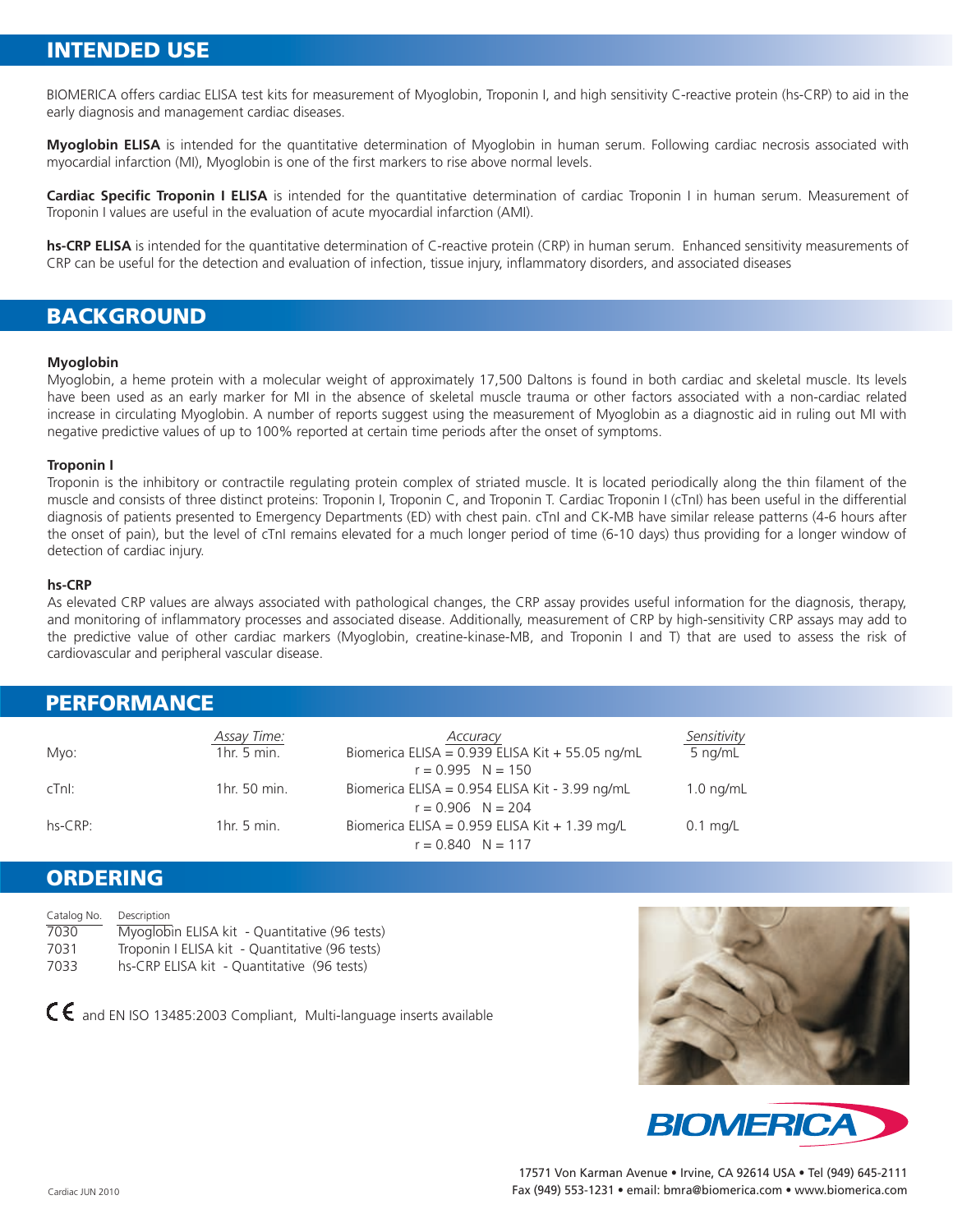## INTENDED USE

BIOMERICA offers cardiac ELISA test kits for measurement of Myoglobin, Troponin I, and high sensitivity C-reactive protein (hs-CRP) to aid in the early diagnosis and management cardiac diseases.

**Myoglobin ELISA** is intended for the quantitative determination of Myoglobin in human serum. Following cardiac necrosis associated with myocardial infarction (MI), Myoglobin is one of the first markers to rise above normal levels.

**Cardiac Specific Troponin I ELISA** is intended for the quantitative determination of cardiac Troponin I in human serum. Measurement of Troponin I values are useful in the evaluation of acute myocardial infarction (AMI).

**hs-CRP ELISA** is intended for the quantitative determination of C-reactive protein (CRP) in human serum. Enhanced sensitivity measurements of CRP can be useful for the detection and evaluation of infection, tissue injury, inflammatory disorders, and associated diseases

## BACKGROUND

**Myoglobin**

Myoglobin, a heme protein with a molecular weight of approximately 17,500 Daltons is found in both cardiac and skeletal muscle. Its levels have been used as an early marker for MI in the absence of skeletal muscle trauma or other factors associated with a non-cardiac related increase in circulating Myoglobin. A number of reports suggest using the measurement of Myoglobin as a diagnostic aid in ruling out MI with negative predictive values of up to 100% reported at certain time periods after the onset of symptoms.

**Troponin I**

Troponin is the inhibitory or contractile regulating protein complex of striated muscle. It is located periodically along the thin filament of the muscle and consists of three distinct proteins: Troponin I, Troponin C, and Troponin T. Cardiac Troponin I (cTnI) has been useful in the differential diagnosis of patients presented to Emergency Departments (ED) with chest pain. cTnI and CK-MB have similar release patterns (4-6 hours after the onset of pain), but the level of cTnI remains elevated for a much longer period of time (6-10 days) thus providing for a longer window of detection of cardiac injury.

**hs-CRP**

As elevated CRP values are always associated with pathological changes, the CRP assay provides useful information for the diagnosis, therapy, and monitoring of inflammatory processes and associated disease. Additionally, measurement of CRP by high-sensitivity CRP assays may add to the predictive value of other cardiac markers (Myoglobin, creatine-kinase-MB, and Troponin I and T) that are used to assess the risk of cardiovascular and peripheral vascular disease.

## PERFORMANCE

| | *Assay Time:* | *Accuracy* | *Sensitivity* |
|---|---|---|---|
| Myo: | 1hr. 5 min. | Biomerica ELISA = 0.939 ELISA Kit + 55.05 ng/mL<br>r = 0.995 N = 150 | 5 ng/mL |
| cTnI: | 1hr. 50 min. | Biomerica ELISA = 0.954 ELISA Kit - 3.99 ng/mL<br>r = 0.906 N = 204 | 1.0 ng/mL |
| hs-CRP: | 1hr. 5 min. | Biomerica ELISA = 0.959 ELISA Kit + 1.39 mg/L<br>r = 0.840 N = 117 | 0.1 mg/L |

## ORDERING

| Catalog No. | Description |
|---|---|
| 7030 | Myoglobin ELISA kit - Quantitative (96 tests) |
| 7031 | Troponin I ELISA kit - Quantitative (96 tests) |
| 7033 | hs-CRP ELISA kit - Quantitative (96 tests) |

CE and EN ISO 13485:2003 Compliant, Multi-language inserts available

BIOMERICA

17571 Von Karman Avenue • Irvine, CA 92614 USA • Tel (949) 645-2111
Fax (949) 553-1231 • email: bmra@biomerica.com • www.biomerica.com

Cardiac JUN 2010